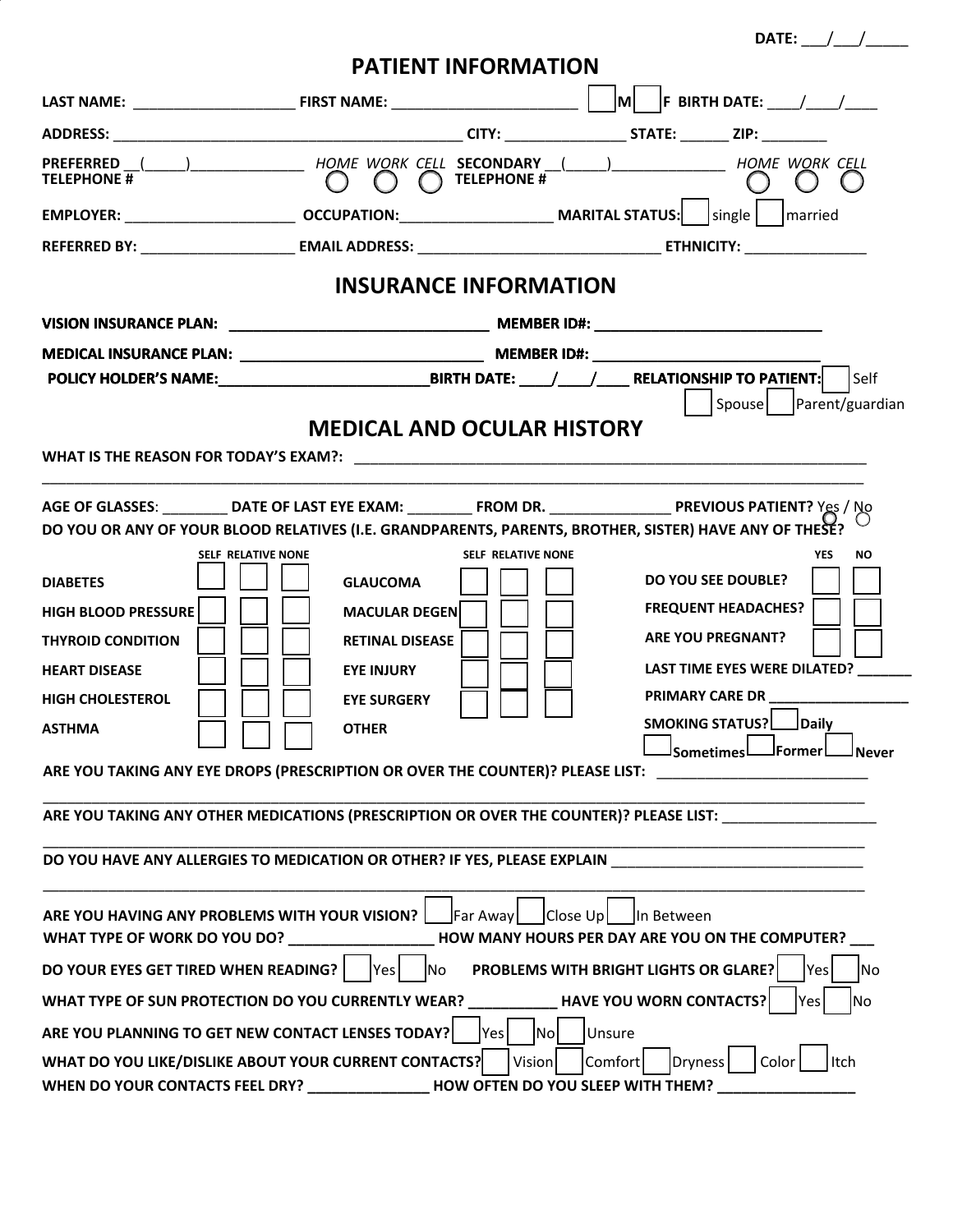DATE: ___/___/_____

# PATIENT INFORMATION

**LAST NAME:** ____________________ **FIRST NAME:** ________________________ ☐ **M** ☐ **F** **BIRTH DATE:** ____/____/____

**ADDRESS:** ____________________________________________ **CITY:** _______________ **STATE:** ______ **ZIP:** ________

**PREFERRED TELEPHONE #** __(_____)______________ *HOME* ○ *WORK* ○ *CELL* ○ **SECONDARY TELEPHONE #** __(_____)______________ *HOME* ○ *WORK* ○ *CELL* ○

**EMPLOYER:** ______________________ **OCCUPATION:** ___________________ **MARITAL STATUS:** ☐ single ☐ married

**REFERRED BY:** ____________________ **EMAIL ADDRESS:** ________________________________ **ETHNICITY:** ________________

# INSURANCE INFORMATION

**VISION INSURANCE PLAN:** ________________________________ **MEMBER ID#:** ____________________________

**MEDICAL INSURANCE PLAN:** _______________________________ **MEMBER ID#:** ____________________________

**POLICY HOLDER'S NAME:** ___________________________ **BIRTH DATE:** ____/____/____ **RELATIONSHIP TO PATIENT:** ☐ Self ☐ Spouse ☐ Parent/guardian

# MEDICAL AND OCULAR HISTORY

**WHAT IS THE REASON FOR TODAY'S EXAM?:** _________________________________________________________________

_______________________________________________________________________________________________________

**AGE OF GLASSES**: ________ **DATE OF LAST EYE EXAM:** ________ **FROM DR.** _______________ **PREVIOUS PATIENT?** Yes ○ / No ○

**DO YOU OR ANY OF YOUR BLOOD RELATIVES (I.E. GRANDPARENTS, PARENTS, BROTHER, SISTER) HAVE ANY OF THESE?**

| | SELF | RELATIVE | NONE | | SELF | RELATIVE | NONE |
|---|---|---|---|---|---|---|---|
| **DIABETES** | ☐ | ☐ | ☐ | **GLAUCOMA** | ☐ | ☐ | ☐ |
| **HIGH BLOOD PRESSURE** | ☐ | ☐ | ☐ | **MACULAR DEGEN** | ☐ | ☐ | ☐ |
| **THYROID CONDITION** | ☐ | ☐ | ☐ | **RETINAL DISEASE** | ☐ | ☐ | ☐ |
| **HEART DISEASE** | ☐ | ☐ | ☐ | **EYE INJURY** | ☐ | ☐ | ☐ |
| **HIGH CHOLESTEROL** | ☐ | ☐ | ☐ | **EYE SURGERY** | ☐ | ☐ | ☐ |
| **ASTHMA** | ☐ | ☐ | ☐ | **OTHER** | | | |

| | YES | NO |
|---|---|---|
| **DO YOU SEE DOUBLE?** | ☐ | ☐ |
| **FREQUENT HEADACHES?** | ☐ | ☐ |
| **ARE YOU PREGNANT?** | ☐ | ☐ |

**LAST TIME EYES WERE DILATED?** _______

**PRIMARY CARE DR** __________________

**SMOKING STATUS?** ☐ **Daily** ☐ **Sometimes** ☐ **Former** ☐ **Never**

**ARE YOU TAKING ANY EYE DROPS (PRESCRIPTION OR OVER THE COUNTER)? PLEASE LIST:** ___________________________

_______________________________________________________________________________________________________

**ARE YOU TAKING ANY OTHER MEDICATIONS (PRESCRIPTION OR OVER THE COUNTER)? PLEASE LIST:** ___________________

_______________________________________________________________________________________________________

**DO YOU HAVE ANY ALLERGIES TO MEDICATION OR OTHER? IF YES, PLEASE EXPLAIN** ________________________________

_______________________________________________________________________________________________________

**ARE YOU HAVING ANY PROBLEMS WITH YOUR VISION?** ☐ Far Away ☐ Close Up ☐ In Between

**WHAT TYPE OF WORK DO YOU DO?** __________________ **HOW MANY HOURS PER DAY ARE YOU ON THE COMPUTER?** ___

**DO YOUR EYES GET TIRED WHEN READING?** ☐ Yes ☐ No **PROBLEMS WITH BRIGHT LIGHTS OR GLARE?** ☐ Yes ☐ No

**WHAT TYPE OF SUN PROTECTION DO YOU CURRENTLY WEAR?** ___________ **HAVE YOU WORN CONTACTS?** ☐ Yes ☐ No

**ARE YOU PLANNING TO GET NEW CONTACT LENSES TODAY?** ☐ Yes ☐ No ☐ Unsure

**WHAT DO YOU LIKE/DISLIKE ABOUT YOUR CURRENT CONTACTS?** ☐ Vision ☐ Comfort ☐ Dryness ☐ Color ☐ Itch

**WHEN DO YOUR CONTACTS FEEL DRY?** _______________ **HOW OFTEN DO YOU SLEEP WITH THEM?** _________________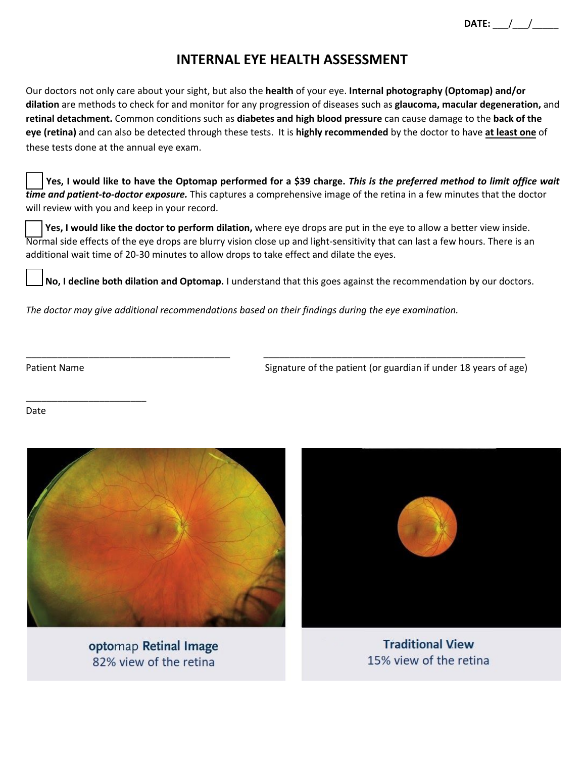DATE: ___/___/_____

# INTERNAL EYE HEALTH ASSESSMENT

Our doctors not only care about your sight, but also the **health** of your eye. **Internal photography (Optomap) and/or dilation** are methods to check for and monitor for any progression of diseases such as **glaucoma, macular degeneration,** and **retinal detachment.** Common conditions such as **diabetes and high blood pressure** can cause damage to the **back of the eye (retina)** and can also be detected through these tests. It is **highly recommended** by the doctor to have **at least one** of these tests done at the annual eye exam.

☐ **Yes, I would like to have the Optomap performed for a $39 charge.** ***This is the preferred method to limit office wait time and patient-to-doctor exposure.*** This captures a comprehensive image of the retina in a few minutes that the doctor will review with you and keep in your record.

☐ **Yes, I would like the doctor to perform dilation,** where eye drops are put in the eye to allow a better view inside. Normal side effects of the eye drops are blurry vision close up and light-sensitivity that can last a few hours. There is an additional wait time of 20-30 minutes to allow drops to take effect and dilate the eyes.

☐ **No, I decline both dilation and Optomap.** I understand that this goes against the recommendation by our doctors.

*The doctor may give additional recommendations based on their findings during the eye examination.*

_______________________________________ Patient Name

_______________________________________ Signature of the patient (or guardian if under 18 years of age)

_______________________ Date

optomap Retinal Image
82% view of the retina

Traditional View
15% view of the retina